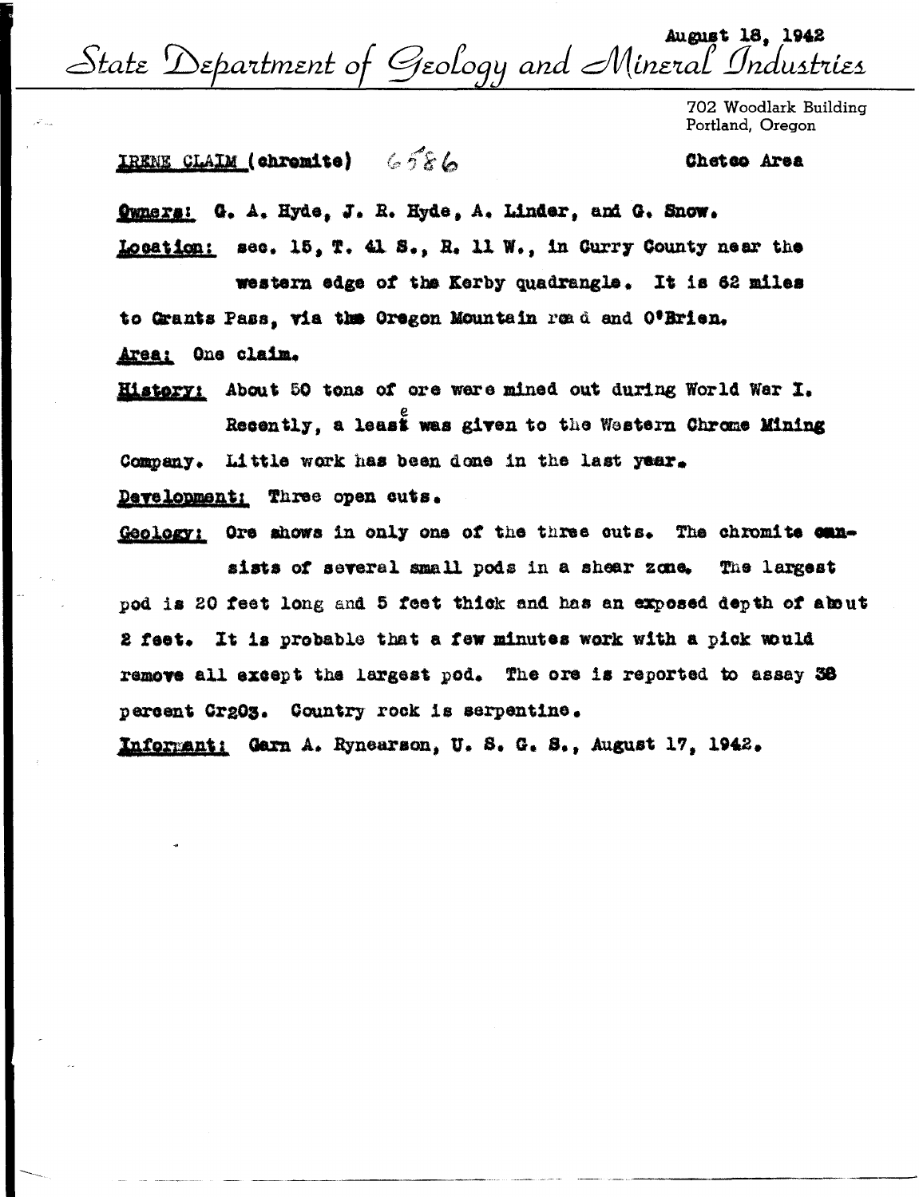August 18, 1942

# State Department of Geology and Mineral Industries

702 Woodlark Building
Portland, Oregon

IRENE CLAIM (chromite) 6586 — Chetco Area

**Owners:** G. A. Hyde, J. R. Hyde, A. Linder, and G. Snow.

**Location:** sec. 15, T. 41 S., R. 11 W., in Curry County near the western edge of the Kerby quadrangle. It is 62 miles to Grants Pass, via the Oregon Mountain road and O'Brien.

**Area:** One claim.

**History:** About 50 tons of ore were mined out during World War I. Recently, a lease was given to the Western Chrome Mining Company. Little work has been done in the last year.

**Development:** Three open cuts.

**Geology:** Ore shows in only one of the three cuts. The chromite consists of several small pods in a shear zone. The largest pod is 20 feet long and 5 feet thick and has an exposed depth of about 2 feet. It is probable that a few minutes work with a pick would remove all except the largest pod. The ore is reported to assay 38 percent $Cr_2O_3$. Country rock is serpentine.

**Informant:** Garn A. Rynearson, U. S. G. S., August 17, 1942.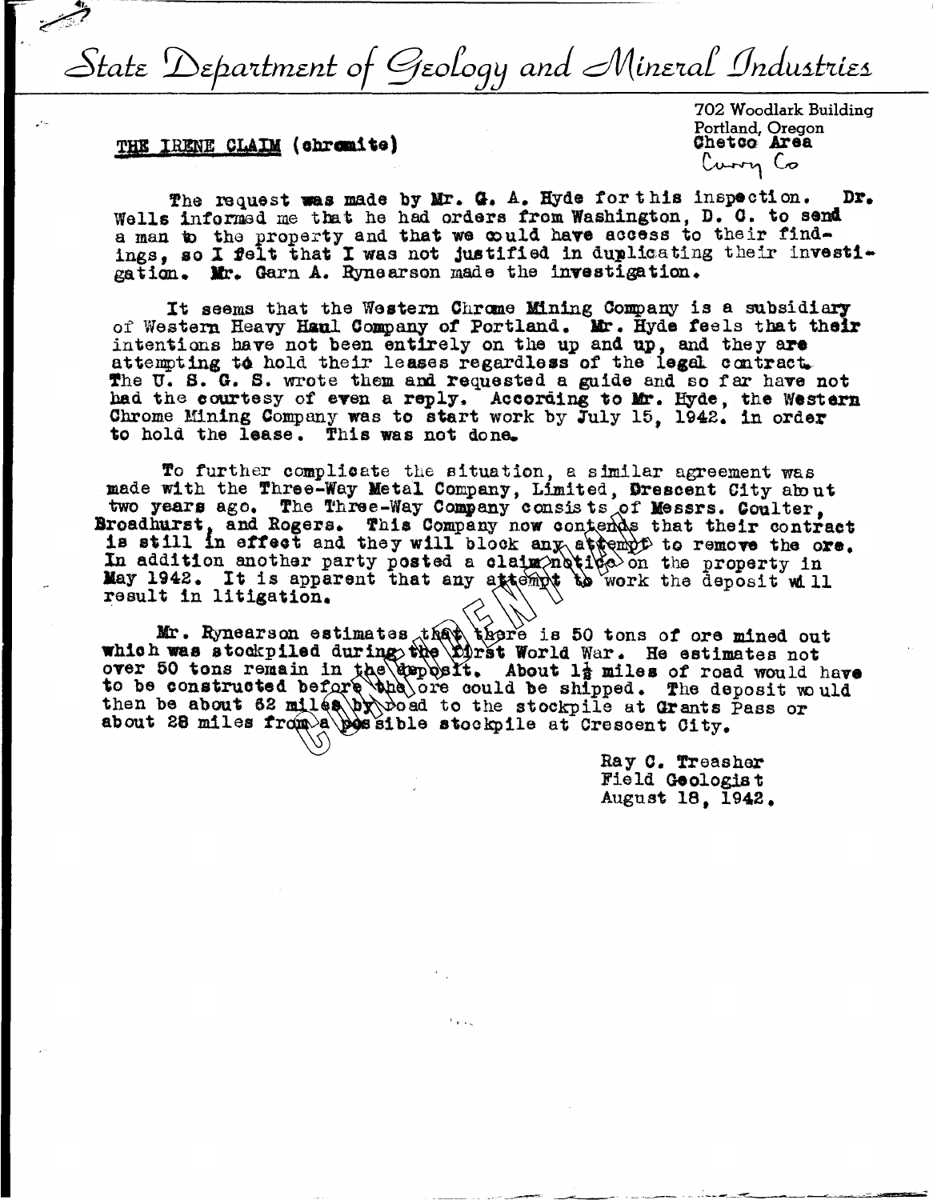*State Department of Geology and Mineral Industries*

702 Woodlark Building
Portland, Oregon
Chetco Area
Curry Co

**THE IRENE CLAIM (chromite)**

The request was made by Mr. G. A. Hyde for this inspection. Dr. Wells informed me that he had orders from Washington, D. C. to send a man to the property and that we could have access to their findings, so I felt that I was not justified in duplicating their investigation. Mr. Garn A. Rynearson made the investigation.

It seems that the Western Chrome Mining Company is a subsidiary of Western Heavy Haul Company of Portland. Mr. Hyde feels that their intentions have not been entirely on the up and up, and they are attempting to hold their leases regardless of the legal contract. The U. S. G. S. wrote them and requested a guide and so far have not had the courtesy of even a reply. According to Mr. Hyde, the Western Chrome Mining Company was to start work by July 15, 1942. in order to hold the lease. This was not done.

To further complicate the situation, a similar agreement was made with the Three-Way Metal Company, Limited, Crescent City about two years ago. The Three-Way Company consists of Messrs. Coulter, Broadhurst, and Rogers. This Company now contends that their contract is still in effect and they will block any attempt to remove the ore. In addition another party posted a claim notice on the property in May 1942. It is apparent that any attempt to work the deposit will result in litigation.

Mr. Rynearson estimates that there is 50 tons of ore mined out which was stockpiled during the first World War. He estimates not over 50 tons remain in the deposit. About 1½ miles of road would have to be constructed before the ore could be shipped. The deposit would then be about 62 miles by road to the stockpile at Grants Pass or about 28 miles from a possible stockpile at Crescent City.

Ray C. Treasher
Field Geologist
August 18, 1942.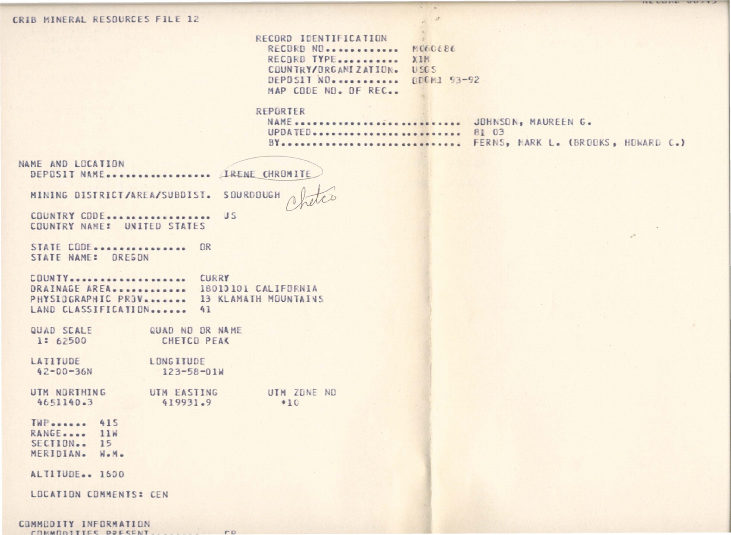CRIB MINERAL RESOURCES FILE 12

RECORD IDENTIFICATION
- RECORD NO............ M060686
- RECORD TYPE.......... XIM
- COUNTRY/ORGANIZATION. USGS
- DEPOSIT NO........... DDGMI 93-92
- MAP CODE NO. OF REC..

REPORTER
- NAME......................... JOHNSON, MAUREEN G.
- UPDATED...................... 81 03
- BY........................... FERNS, MARK L. (BROOKS, HOWARD C.)

NAME AND LOCATION

DEPOSIT NAME................ IRENE CHROMITE

MINING DISTRICT/AREA/SUBDIST. SOURDOUGH Chetco

COUNTRY CODE................ US
COUNTRY NAME: UNITED STATES

STATE CODE............... OR
STATE NAME: OREGON

COUNTY.................. CURRY
DRAINAGE AREA........... 18010101 CALIFORNIA
PHYSIOGRAPHIC PROV....... 13 KLAMATH MOUNTAINS
LAND CLASSIFICATION...... 41

| QUAD SCALE | QUAD NO OR NAME | |
|---|---|---|
| 1: 62500 | CHETCO PEAK | |
| **LATITUDE** | **LONGITUDE** | |
| 42-00-36N | 123-58-01W | |
| **UTM NORTHING** | **UTM EASTING** | **UTM ZONE NO** |
| 4651140.3 | 419931.9 | +10 |

TWP...... 41S
RANGE.... 11W
SECTION.. 15
MERIDIAN. W.M.

ALTITUDE.. 1600

LOCATION COMMENTS: CEN

COMMODITY INFORMATION

COMMODITIES PRESENT.......... CR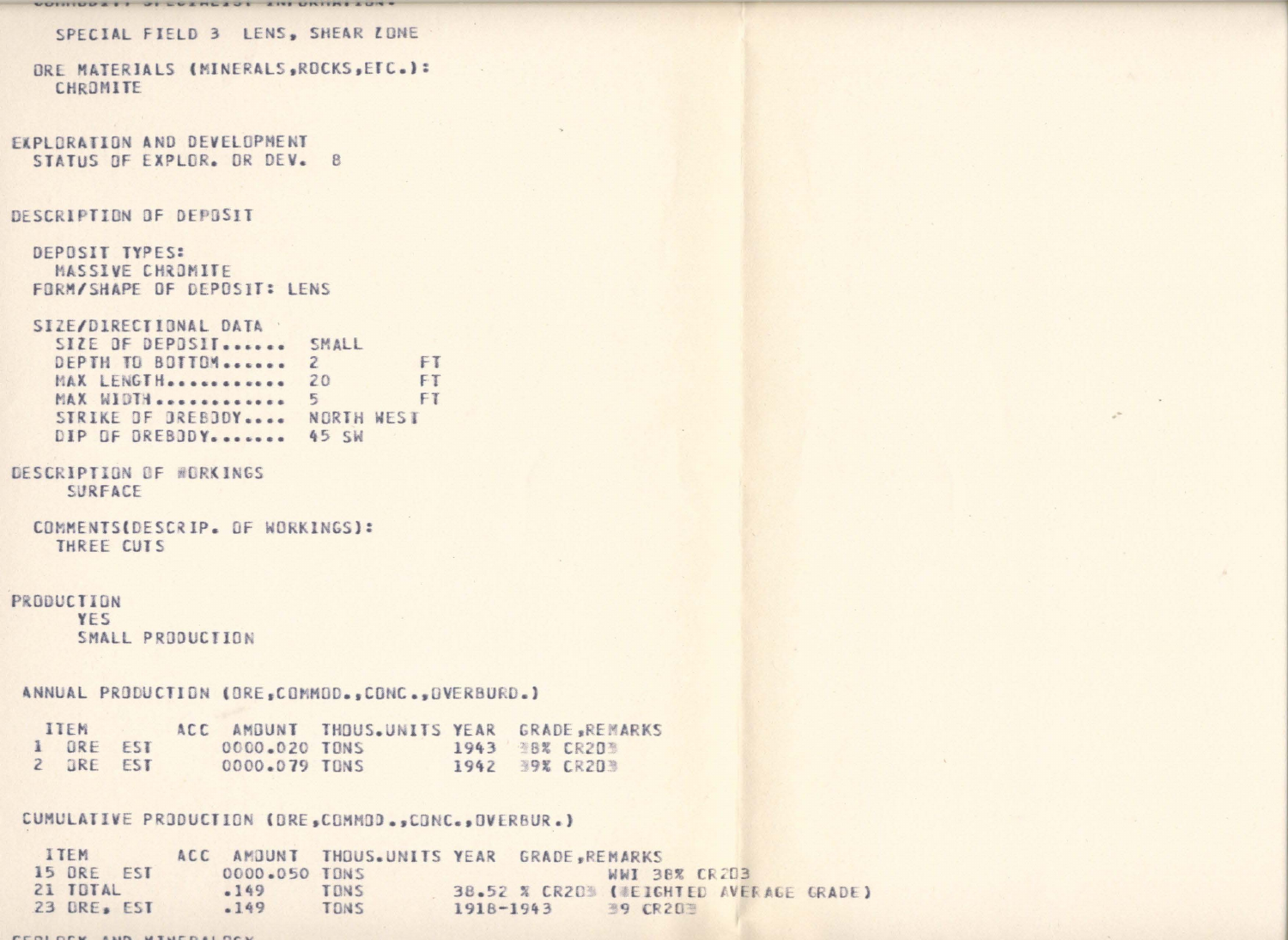SPECIAL FIELD 3 LENS, SHEAR ZONE

ORE MATERIALS (MINERALS,ROCKS,ETC.):
CHROMITE

EXPLORATION AND DEVELOPMENT
STATUS OF EXPLOR. OR DEV. 8

DESCRIPTION OF DEPOSIT

DEPOSIT TYPES:
MASSIVE CHROMITE
FORM/SHAPE OF DEPOSIT: LENS

SIZE/DIRECTIONAL DATA

```
SIZE OF DEPOSIT......  SMALL
DEPTH TO BOTTOM......  2          FT
MAX LENGTH...........  20         FT
MAX WIDTH............  5          FT
STRIKE OF OREBODY....  NORTH WEST
DIP OF OREBODY.......  45 SW
```

DESCRIPTION OF WORKINGS
SURFACE

COMMENTS(DESCRIP. OF WORKINGS):
THREE CUTS

PRODUCTION
YES
SMALL PRODUCTION

ANNUAL PRODUCTION (ORE,COMMOD.,CONC.,OVERBURD.)

| ITEM | ACC | AMOUNT | THOUS.UNITS | YEAR | GRADE,REMARKS |
|---|---|---|---|---|---|
| 1 ORE | EST | 0000.020 | TONS | 1943 | 38% CR2O3 |
| 2 ORE | EST | 0000.079 | TONS | 1942 | 39% CR2O3 |

CUMULATIVE PRODUCTION (ORE,COMMOD.,CONC.,OVERBUR.)

| ITEM | ACC | AMOUNT | THOUS.UNITS | YEAR | GRADE,REMARKS |
|---|---|---|---|---|---|
| 15 ORE | EST | 0000.050 | TONS | | WWI 38% CR2O3 |
| 21 TOTAL | | .149 | TONS | 38.52 % CR2O3 | (WEIGHTED AVERAGE GRADE) |
| 23 ORE, EST | | .149 | TONS | 1918-1943 | 39 CR2O3 |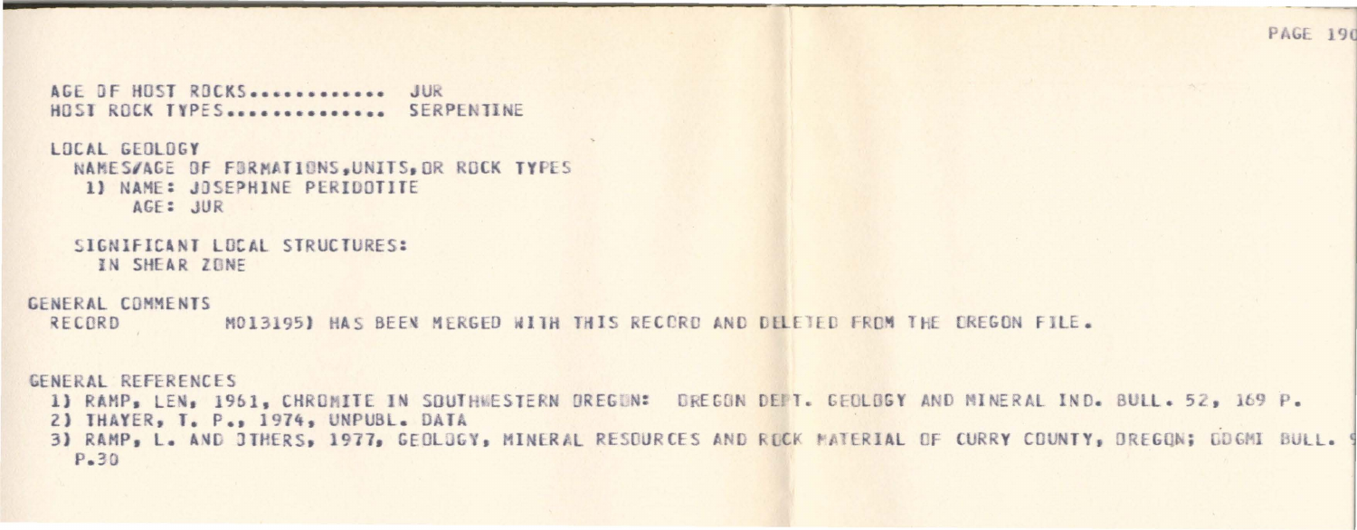AGE OF HOST ROCKS............ JUR
HOST ROCK TYPES.............. SERPENTINE

LOCAL GEOLOGY
NAMES/AGE OF FORMATIONS,UNITS,OR ROCK TYPES
1) NAME: JOSEPHINE PERIDOTITE
AGE: JUR

SIGNIFICANT LOCAL STRUCTURES:
IN SHEAR ZONE

GENERAL COMMENTS
RECORD M013195) HAS BEEN MERGED WITH THIS RECORD AND DELETED FROM THE OREGON FILE.

GENERAL REFERENCES
1) RAMP, LEN, 1961, CHROMITE IN SOUTHWESTERN OREGON: OREGON DEPT. GEOLOGY AND MINERAL IND. BULL. 52, 169 P.
2) THAYER, T. P., 1974, UNPUBL. DATA
3) RAMP, L. AND OTHERS, 1977, GEOLOGY, MINERAL RESOURCES AND ROCK MATERIAL OF CURRY COUNTY, OREGON; ODGMI BULL. 9
P.30